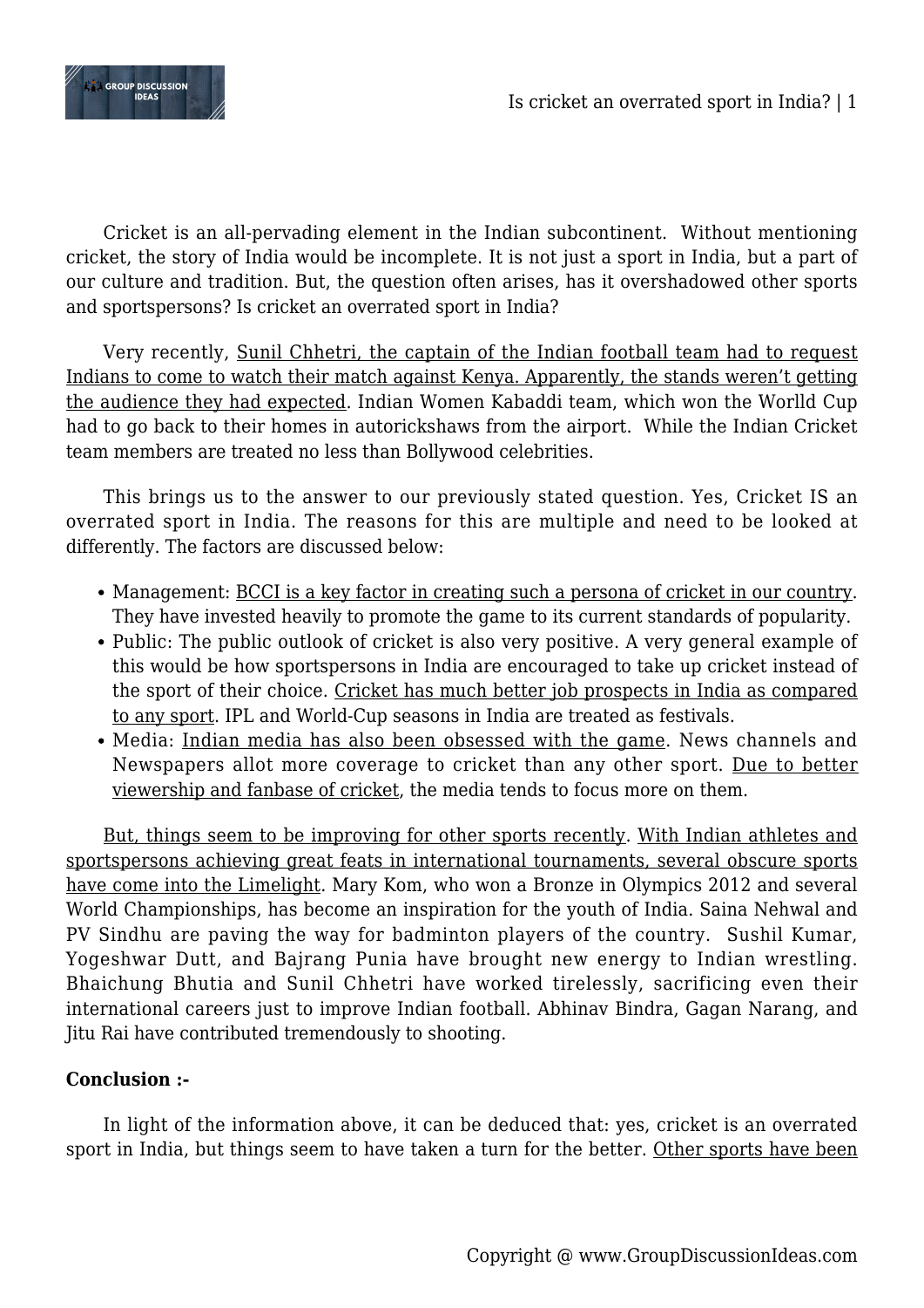Cricket is an all-pervading element in the Indian subcontinent. Without mentioning cricket, the story of India would be incomplete. It is not just a sport in India, but a part of our culture and tradition. But, the question often arises, has it overshadowed other sports and sportspersons? Is cricket an overrated sport in India?

Very recently, Sunil Chhetri, the captain of the Indian football team had to request Indians to come to watch their match against Kenya. Apparently, the stands weren't getting the audience they had expected. Indian Women Kabaddi team, which won the Worlld Cup had to go back to their homes in autorickshaws from the airport. While the Indian Cricket team members are treated no less than Bollywood celebrities.

This brings us to the answer to our previously stated question. Yes, Cricket IS an overrated sport in India. The reasons for this are multiple and need to be looked at differently. The factors are discussed below:

- Management: BCCI is a key factor in creating such a persona of cricket in our country. They have invested heavily to promote the game to its current standards of popularity.
- Public: The public outlook of cricket is also very positive. A very general example of this would be how sportspersons in India are encouraged to take up cricket instead of the sport of their choice. Cricket has much better job prospects in India as compared to any sport. IPL and World-Cup seasons in India are treated as festivals.
- Media: Indian media has also been obsessed with the game. News channels and Newspapers allot more coverage to cricket than any other sport. Due to better viewership and fanbase of cricket, the media tends to focus more on them.

But, things seem to be improving for other sports recently. With Indian athletes and sportspersons achieving great feats in international tournaments, several obscure sports have come into the Limelight. Mary Kom, who won a Bronze in Olympics 2012 and several World Championships, has become an inspiration for the youth of India. Saina Nehwal and PV Sindhu are paving the way for badminton players of the country. Sushil Kumar, Yogeshwar Dutt, and Bajrang Punia have brought new energy to Indian wrestling. Bhaichung Bhutia and Sunil Chhetri have worked tirelessly, sacrificing even their international careers just to improve Indian football. Abhinav Bindra, Gagan Narang, and Jitu Rai have contributed tremendously to shooting.

**Conclusion :-**

In light of the information above, it can be deduced that: yes, cricket is an overrated sport in India, but things seem to have taken a turn for the better. Other sports have been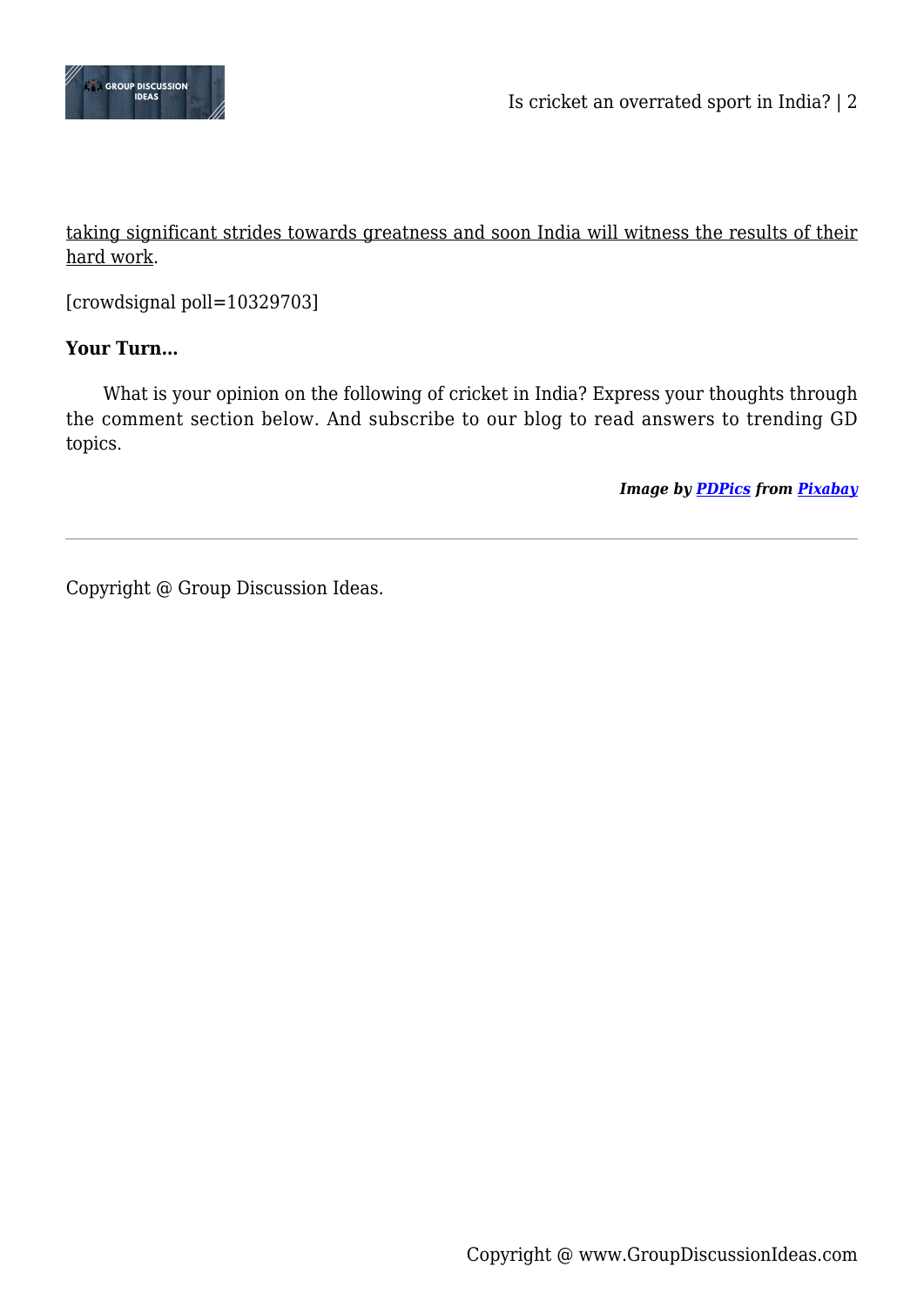taking significant strides towards greatness and soon India will witness the results of their hard work.

[crowdsignal poll=10329703]

**Your Turn…**

What is your opinion on the following of cricket in India? Express your thoughts through the comment section below. And subscribe to our blog to read answers to trending GD topics.

***Image by [PDPics](#) from [Pixabay](#)***

---

Copyright @ Group Discussion Ideas.